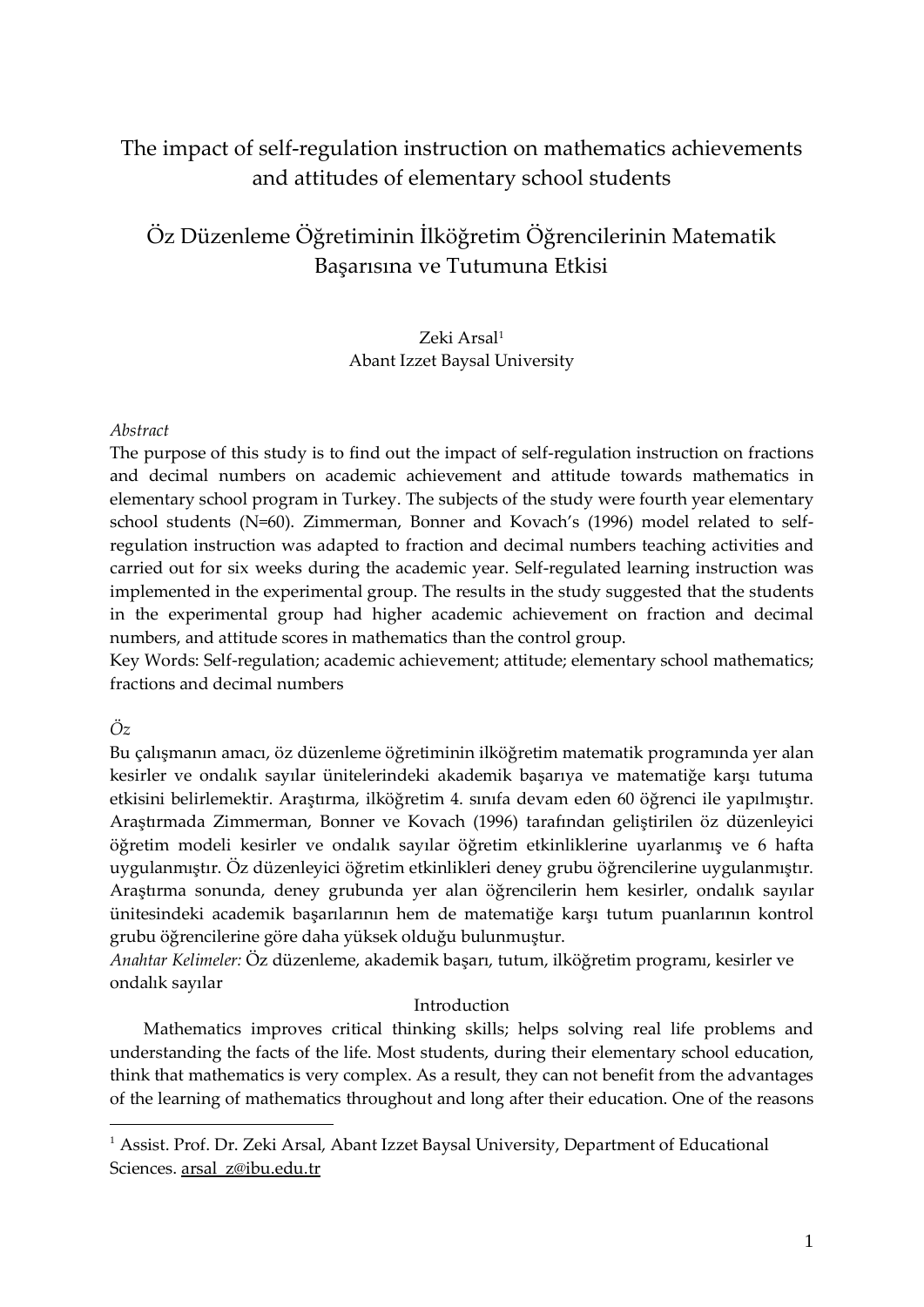# The impact of self-regulation instruction on mathematics achievements and attitudes of elementary school students

# Öz Düzenleme Öğretiminin İlköğretim Öğrencilerinin Matematik Başarısına ve Tutumuna Etkisi

Zeki Arsal[1]
Abant Izzet Baysal University

*Abstract*

The purpose of this study is to find out the impact of self-regulation instruction on fractions and decimal numbers on academic achievement and attitude towards mathematics in elementary school program in Turkey. The subjects of the study were fourth year elementary school students (N=60). Zimmerman, Bonner and Kovach's (1996) model related to self-regulation instruction was adapted to fraction and decimal numbers teaching activities and carried out for six weeks during the academic year. Self-regulated learning instruction was implemented in the experimental group. The results in the study suggested that the students in the experimental group had higher academic achievement on fraction and decimal numbers, and attitude scores in mathematics than the control group.

Key Words: Self-regulation; academic achievement; attitude; elementary school mathematics; fractions and decimal numbers

*Öz*

Bu çalışmanın amacı, öz düzenleme öğretiminin ilköğretim matematik programında yer alan kesirler ve ondalık sayılar ünitelerindeki akademik başarıya ve matematiğe karşı tutuma etkisini belirlemektir. Araştırma, ilköğretim 4. sınıfa devam eden 60 öğrenci ile yapılmıştır. Araştırmada Zimmerman, Bonner ve Kovach (1996) tarafından geliştirilen öz düzenleyici öğretim modeli kesirler ve ondalık sayılar öğretim etkinliklerine uyarlanmış ve 6 hafta uygulanmıştır. Öz düzenleyici öğretim etkinlikleri deney grubu öğrencilerine uygulanmıştır. Araştırma sonunda, deney grubunda yer alan öğrencilerin hem kesirler, ondalık sayılar ünitesindeki academik başarılarının hem de matematiğe karşı tutum puanlarının kontrol grubu öğrencilerine göre daha yüksek olduğu bulunmuştur.

*Anahtar Kelimeler:* Öz düzenleme, akademik başarı, tutum, ilköğretim programı, kesirler ve ondalık sayılar

## Introduction

Mathematics improves critical thinking skills; helps solving real life problems and understanding the facts of the life. Most students, during their elementary school education, think that mathematics is very complex. As a result, they can not benefit from the advantages of the learning of mathematics throughout and long after their education. One of the reasons

---

[1] Assist. Prof. Dr. Zeki Arsal, Abant Izzet Baysal University, Department of Educational Sciences. arsal_z@ibu.edu.tr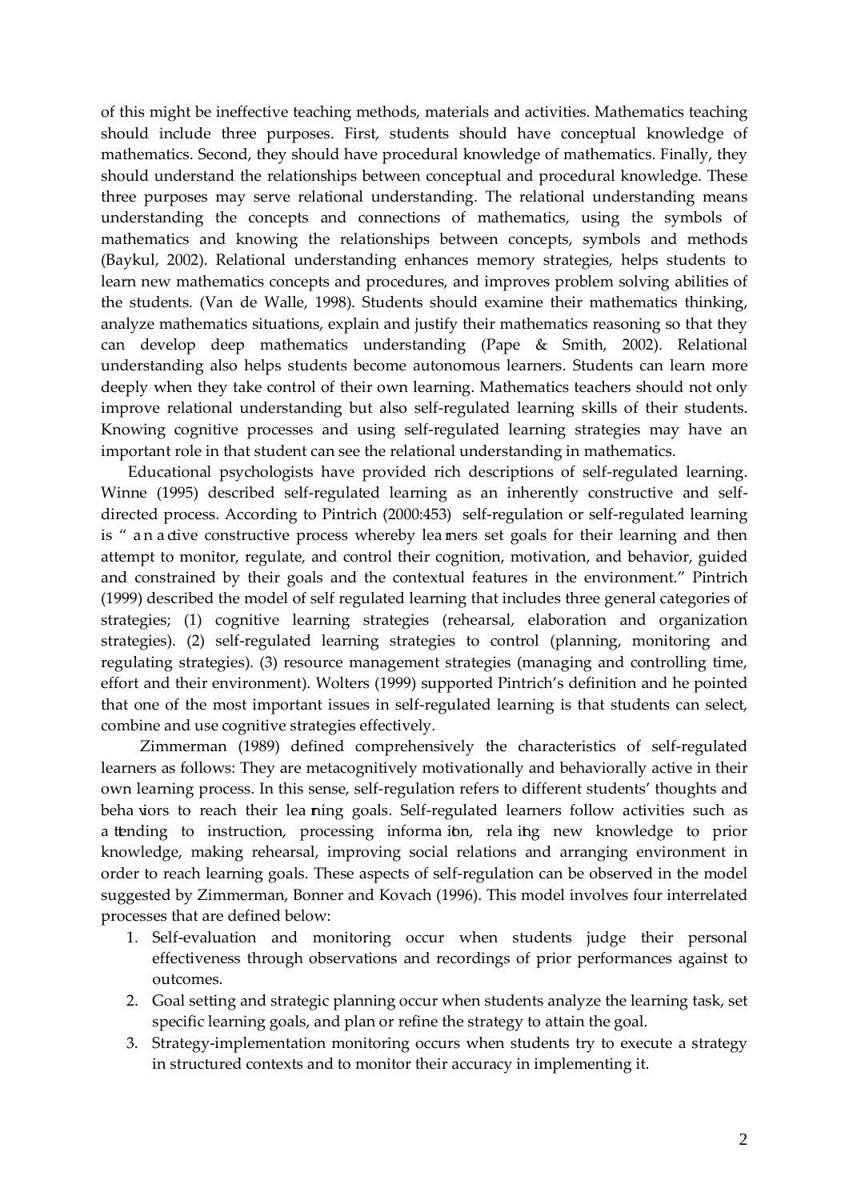of this might be ineffective teaching methods, materials and activities. Mathematics teaching should include three purposes. First, students should have conceptual knowledge of mathematics. Second, they should have procedural knowledge of mathematics. Finally, they should understand the relationships between conceptual and procedural knowledge. These three purposes may serve relational understanding. The relational understanding means understanding the concepts and connections of mathematics, using the symbols of mathematics and knowing the relationships between concepts, symbols and methods (Baykul, 2002). Relational understanding enhances memory strategies, helps students to learn new mathematics concepts and procedures, and improves problem solving abilities of the students. (Van de Walle, 1998). Students should examine their mathematics thinking, analyze mathematics situations, explain and justify their mathematics reasoning so that they can develop deep mathematics understanding (Pape & Smith, 2002). Relational understanding also helps students become autonomous learners. Students can learn more deeply when they take control of their own learning. Mathematics teachers should not only improve relational understanding but also self-regulated learning skills of their students. Knowing cognitive processes and using self-regulated learning strategies may have an important role in that student can see the relational understanding in mathematics.

Educational psychologists have provided rich descriptions of self-regulated learning. Winne (1995) described self-regulated learning as an inherently constructive and self-directed process. According to Pintrich (2000:453) self-regulation or self-regulated learning is "an active constructive process whereby learners set goals for their learning and then attempt to monitor, regulate, and control their cognition, motivation, and behavior, guided and constrained by their goals and the contextual features in the environment." Pintrich (1999) described the model of self regulated learning that includes three general categories of strategies; (1) cognitive learning strategies (rehearsal, elaboration and organization strategies). (2) self-regulated learning strategies to control (planning, monitoring and regulating strategies). (3) resource management strategies (managing and controlling time, effort and their environment). Wolters (1999) supported Pintrich's definition and he pointed that one of the most important issues in self-regulated learning is that students can select, combine and use cognitive strategies effectively.

Zimmerman (1989) defined comprehensively the characteristics of self-regulated learners as follows: They are metacognitively motivationally and behaviorally active in their own learning process. In this sense, self-regulation refers to different students' thoughts and behaviors to reach their learning goals. Self-regulated learners follow activities such as attending to instruction, processing information, relating new knowledge to prior knowledge, making rehearsal, improving social relations and arranging environment in order to reach learning goals. These aspects of self-regulation can be observed in the model suggested by Zimmerman, Bonner and Kovach (1996). This model involves four interrelated processes that are defined below:

1. Self-evaluation and monitoring occur when students judge their personal effectiveness through observations and recordings of prior performances against to outcomes.
2. Goal setting and strategic planning occur when students analyze the learning task, set specific learning goals, and plan or refine the strategy to attain the goal.
3. Strategy-implementation monitoring occurs when students try to execute a strategy in structured contexts and to monitor their accuracy in implementing it.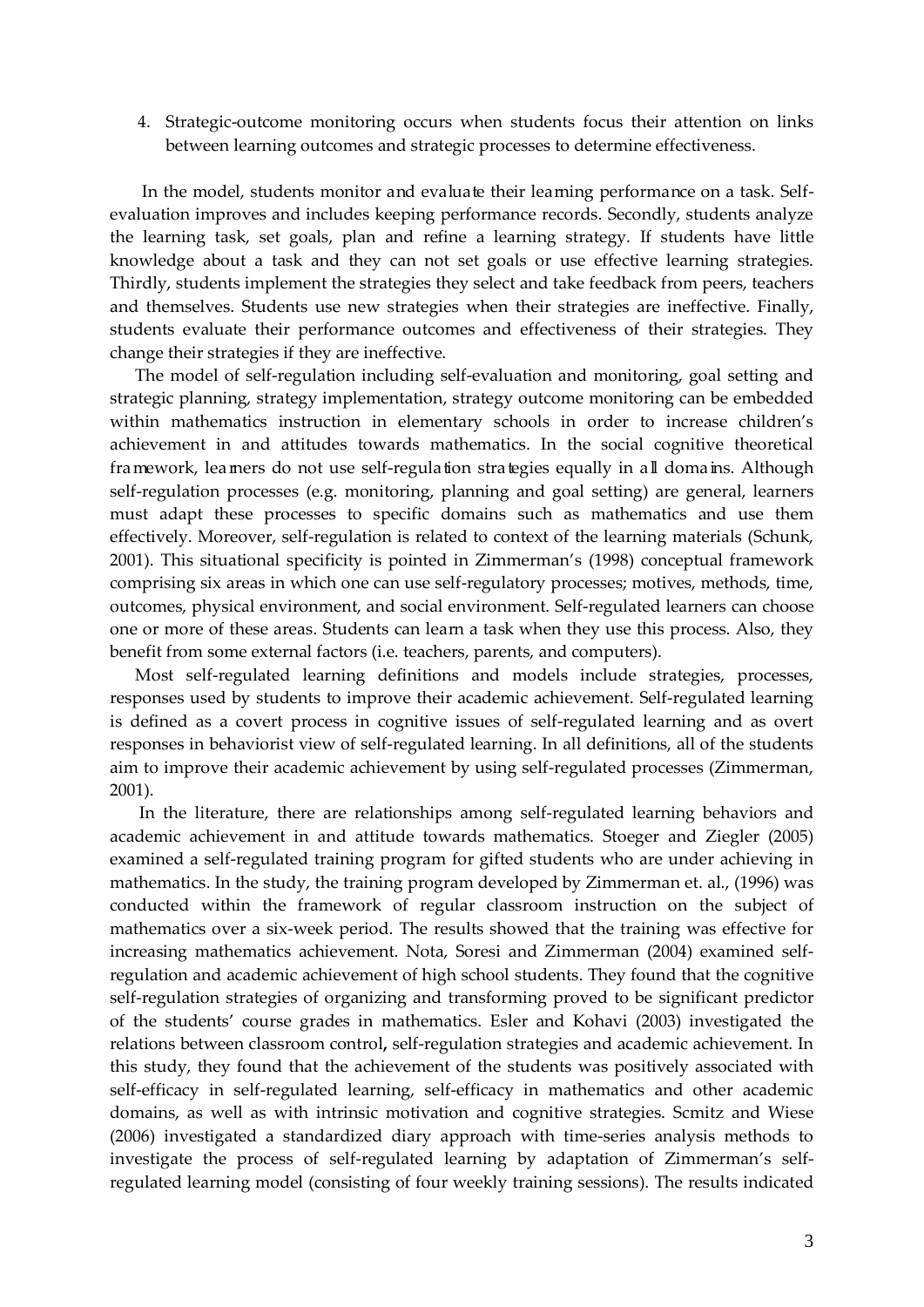4. Strategic-outcome monitoring occurs when students focus their attention on links between learning outcomes and strategic processes to determine effectiveness.

In the model, students monitor and evaluate their learning performance on a task. Self-evaluation improves and includes keeping performance records. Secondly, students analyze the learning task, set goals, plan and refine a learning strategy. If students have little knowledge about a task and they can not set goals or use effective learning strategies. Thirdly, students implement the strategies they select and take feedback from peers, teachers and themselves. Students use new strategies when their strategies are ineffective. Finally, students evaluate their performance outcomes and effectiveness of their strategies. They change their strategies if they are ineffective.

The model of self-regulation including self-evaluation and monitoring, goal setting and strategic planning, strategy implementation, strategy outcome monitoring can be embedded within mathematics instruction in elementary schools in order to increase children's achievement in and attitudes towards mathematics. In the social cognitive theoretical framework, learners do not use self-regulation strategies equally in all domains. Although self-regulation processes (e.g. monitoring, planning and goal setting) are general, learners must adapt these processes to specific domains such as mathematics and use them effectively. Moreover, self-regulation is related to context of the learning materials (Schunk, 2001). This situational specificity is pointed in Zimmerman's (1998) conceptual framework comprising six areas in which one can use self-regulatory processes; motives, methods, time, outcomes, physical environment, and social environment. Self-regulated learners can choose one or more of these areas. Students can learn a task when they use this process. Also, they benefit from some external factors (i.e. teachers, parents, and computers).

Most self-regulated learning definitions and models include strategies, processes, responses used by students to improve their academic achievement. Self-regulated learning is defined as a covert process in cognitive issues of self-regulated learning and as overt responses in behaviorist view of self-regulated learning. In all definitions, all of the students aim to improve their academic achievement by using self-regulated processes (Zimmerman, 2001).

In the literature, there are relationships among self-regulated learning behaviors and academic achievement in and attitude towards mathematics. Stoeger and Ziegler (2005) examined a self-regulated training program for gifted students who are under achieving in mathematics. In the study, the training program developed by Zimmerman et. al., (1996) was conducted within the framework of regular classroom instruction on the subject of mathematics over a six-week period. The results showed that the training was effective for increasing mathematics achievement. Nota, Soresi and Zimmerman (2004) examined self-regulation and academic achievement of high school students. They found that the cognitive self-regulation strategies of organizing and transforming proved to be significant predictor of the students' course grades in mathematics. Esler and Kohavi (2003) investigated the relations between classroom control**,** self-regulation strategies and academic achievement. In this study, they found that the achievement of the students was positively associated with self-efficacy in self-regulated learning, self-efficacy in mathematics and other academic domains, as well as with intrinsic motivation and cognitive strategies. Scmitz and Wiese (2006) investigated a standardized diary approach with time-series analysis methods to investigate the process of self-regulated learning by adaptation of Zimmerman's self-regulated learning model (consisting of four weekly training sessions). The results indicated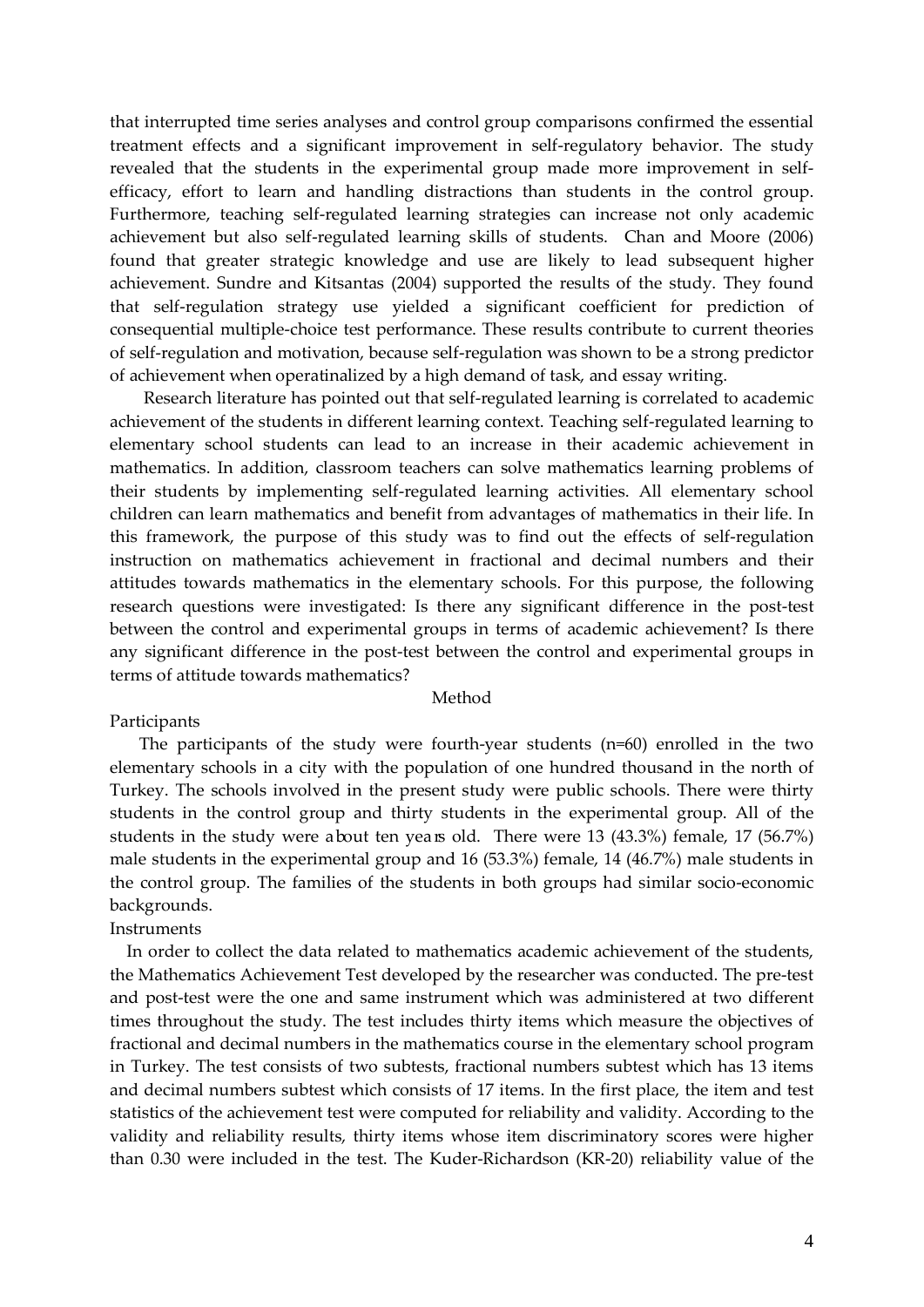that interrupted time series analyses and control group comparisons confirmed the essential treatment effects and a significant improvement in self-regulatory behavior. The study revealed that the students in the experimental group made more improvement in self-efficacy, effort to learn and handling distractions than students in the control group. Furthermore, teaching self-regulated learning strategies can increase not only academic achievement but also self-regulated learning skills of students. Chan and Moore (2006) found that greater strategic knowledge and use are likely to lead subsequent higher achievement. Sundre and Kitsantas (2004) supported the results of the study. They found that self-regulation strategy use yielded a significant coefficient for prediction of consequential multiple-choice test performance. These results contribute to current theories of self-regulation and motivation, because self-regulation was shown to be a strong predictor of achievement when operatinalized by a high demand of task, and essay writing.

Research literature has pointed out that self-regulated learning is correlated to academic achievement of the students in different learning context. Teaching self-regulated learning to elementary school students can lead to an increase in their academic achievement in mathematics. In addition, classroom teachers can solve mathematics learning problems of their students by implementing self-regulated learning activities. All elementary school children can learn mathematics and benefit from advantages of mathematics in their life. In this framework, the purpose of this study was to find out the effects of self-regulation instruction on mathematics achievement in fractional and decimal numbers and their attitudes towards mathematics in the elementary schools. For this purpose, the following research questions were investigated: Is there any significant difference in the post-test between the control and experimental groups in terms of academic achievement? Is there any significant difference in the post-test between the control and experimental groups in terms of attitude towards mathematics?

## Method

### Participants

The participants of the study were fourth-year students (n=60) enrolled in the two elementary schools in a city with the population of one hundred thousand in the north of Turkey. The schools involved in the present study were public schools. There were thirty students in the control group and thirty students in the experimental group. All of the students in the study were about ten years old. There were 13 (43.3%) female, 17 (56.7%) male students in the experimental group and 16 (53.3%) female, 14 (46.7%) male students in the control group. The families of the students in both groups had similar socio-economic backgrounds.

### Instruments

In order to collect the data related to mathematics academic achievement of the students, the Mathematics Achievement Test developed by the researcher was conducted. The pre-test and post-test were the one and same instrument which was administered at two different times throughout the study. The test includes thirty items which measure the objectives of fractional and decimal numbers in the mathematics course in the elementary school program in Turkey. The test consists of two subtests, fractional numbers subtest which has 13 items and decimal numbers subtest which consists of 17 items. In the first place, the item and test statistics of the achievement test were computed for reliability and validity. According to the validity and reliability results, thirty items whose item discriminatory scores were higher than 0.30 were included in the test. The Kuder-Richardson (KR-20) reliability value of the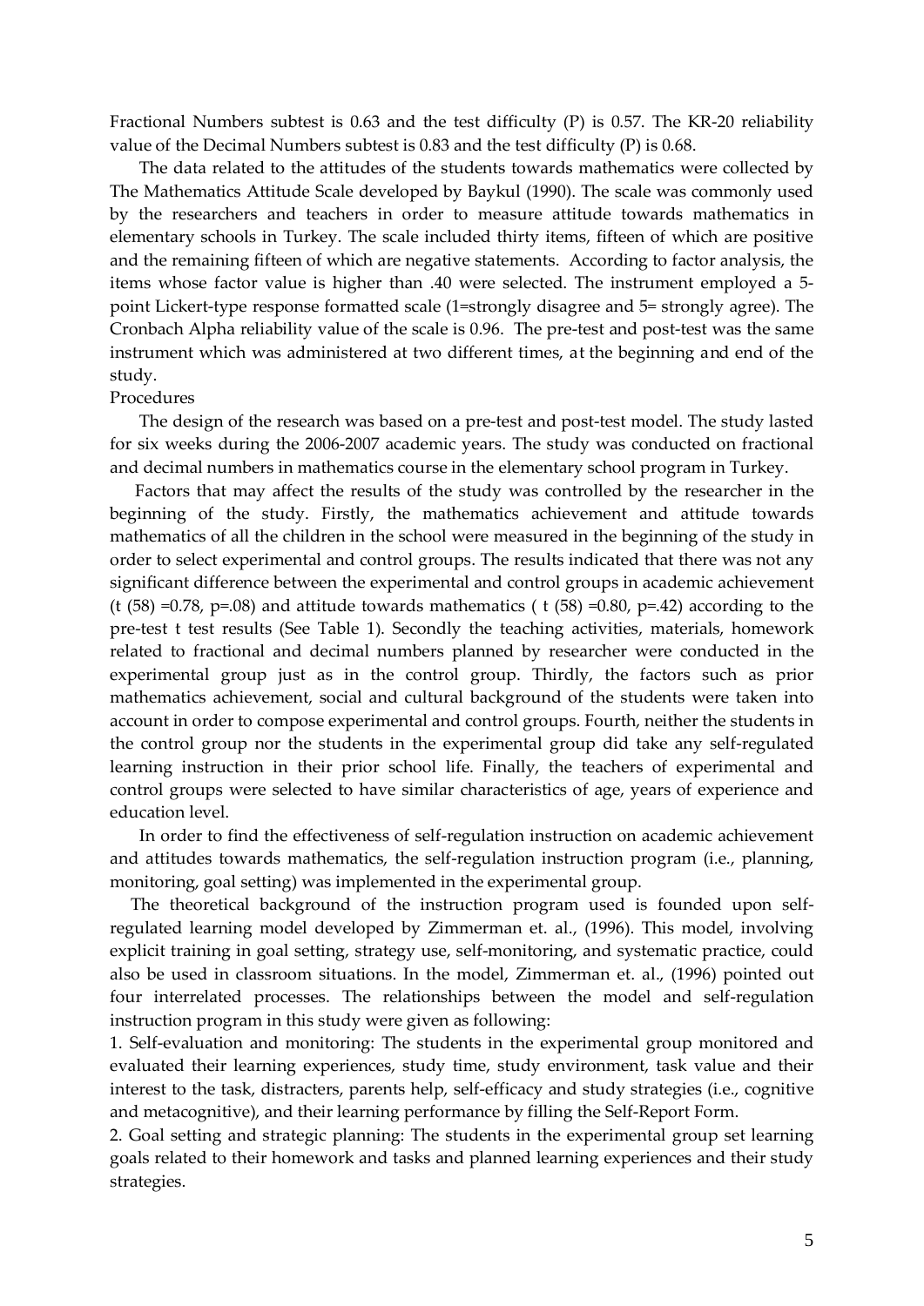Fractional Numbers subtest is 0.63 and the test difficulty (P) is 0.57. The KR-20 reliability value of the Decimal Numbers subtest is 0.83 and the test difficulty (P) is 0.68.

The data related to the attitudes of the students towards mathematics were collected by The Mathematics Attitude Scale developed by Baykul (1990). The scale was commonly used by the researchers and teachers in order to measure attitude towards mathematics in elementary schools in Turkey. The scale included thirty items, fifteen of which are positive and the remaining fifteen of which are negative statements. According to factor analysis, the items whose factor value is higher than .40 were selected. The instrument employed a 5-point Lickert-type response formatted scale (1=strongly disagree and 5= strongly agree). The Cronbach Alpha reliability value of the scale is 0.96. The pre-test and post-test was the same instrument which was administered at two different times, at the beginning and end of the study.

Procedures

The design of the research was based on a pre-test and post-test model. The study lasted for six weeks during the 2006-2007 academic years. The study was conducted on fractional and decimal numbers in mathematics course in the elementary school program in Turkey.

Factors that may affect the results of the study was controlled by the researcher in the beginning of the study. Firstly, the mathematics achievement and attitude towards mathematics of all the children in the school were measured in the beginning of the study in order to select experimental and control groups. The results indicated that there was not any significant difference between the experimental and control groups in academic achievement ($t\ (58) = 0.78$, $p = .08$) and attitude towards mathematics ( $t\ (58) = 0.80$, $p = .42$) according to the pre-test t test results (See Table 1). Secondly the teaching activities, materials, homework related to fractional and decimal numbers planned by researcher were conducted in the experimental group just as in the control group. Thirdly, the factors such as prior mathematics achievement, social and cultural background of the students were taken into account in order to compose experimental and control groups. Fourth, neither the students in the control group nor the students in the experimental group did take any self-regulated learning instruction in their prior school life. Finally, the teachers of experimental and control groups were selected to have similar characteristics of age, years of experience and education level.

In order to find the effectiveness of self-regulation instruction on academic achievement and attitudes towards mathematics, the self-regulation instruction program (i.e., planning, monitoring, goal setting) was implemented in the experimental group.

The theoretical background of the instruction program used is founded upon self-regulated learning model developed by Zimmerman et. al., (1996). This model, involving explicit training in goal setting, strategy use, self-monitoring, and systematic practice, could also be used in classroom situations. In the model, Zimmerman et. al., (1996) pointed out four interrelated processes. The relationships between the model and self-regulation instruction program in this study were given as following:

1. Self-evaluation and monitoring: The students in the experimental group monitored and evaluated their learning experiences, study time, study environment, task value and their interest to the task, distracters, parents help, self-efficacy and study strategies (i.e., cognitive and metacognitive), and their learning performance by filling the Self-Report Form.
2. Goal setting and strategic planning: The students in the experimental group set learning goals related to their homework and tasks and planned learning experiences and their study strategies.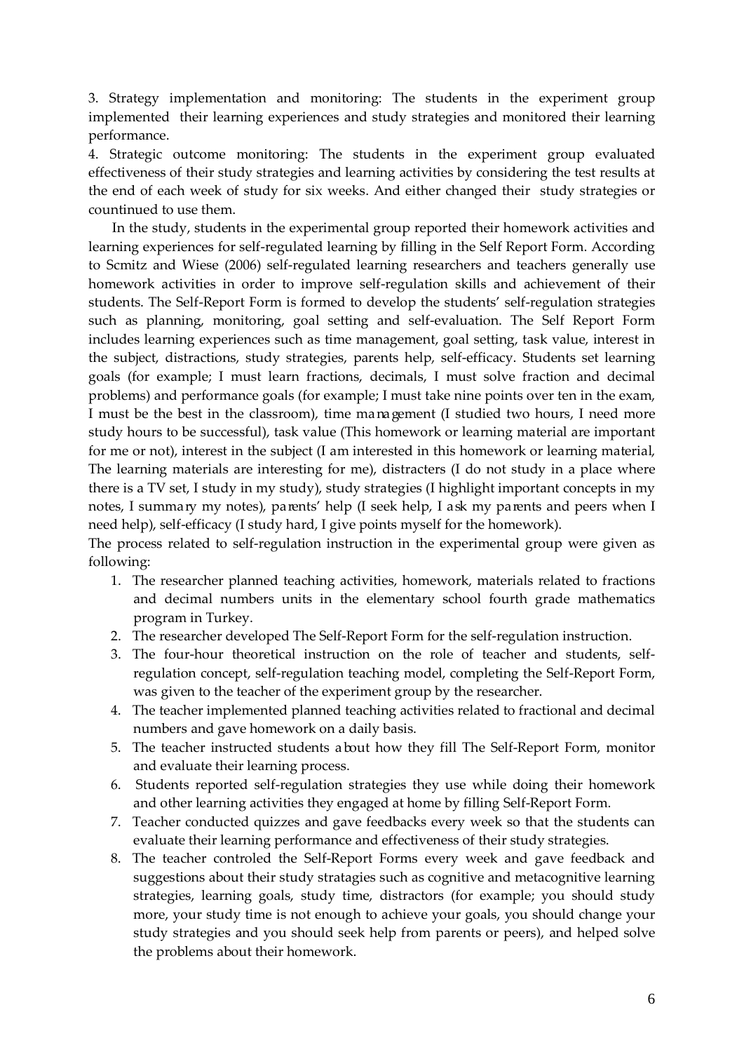3. Strategy implementation and monitoring: The students in the experiment group implemented their learning experiences and study strategies and monitored their learning performance.

4. Strategic outcome monitoring: The students in the experiment group evaluated effectiveness of their study strategies and learning activities by considering the test results at the end of each week of study for six weeks. And either changed their study strategies or countinued to use them.

In the study, students in the experimental group reported their homework activities and learning experiences for self-regulated learning by filling in the Self Report Form. According to Scmitz and Wiese (2006) self-regulated learning researchers and teachers generally use homework activities in order to improve self-regulation skills and achievement of their students. The Self-Report Form is formed to develop the students' self-regulation strategies such as planning, monitoring, goal setting and self-evaluation. The Self Report Form includes learning experiences such as time management, goal setting, task value, interest in the subject, distractions, study strategies, parents help, self-efficacy. Students set learning goals (for example; I must learn fractions, decimals, I must solve fraction and decimal problems) and performance goals (for example; I must take nine points over ten in the exam, I must be the best in the classroom), time management (I studied two hours, I need more study hours to be successful), task value (This homework or learning material are important for me or not), interest in the subject (I am interested in this homework or learning material, The learning materials are interesting for me), distracters (I do not study in a place where there is a TV set, I study in my study), study strategies (I highlight important concepts in my notes, I summary my notes), parents' help (I seek help, I ask my parents and peers when I need help), self-efficacy (I study hard, I give points myself for the homework).

The process related to self-regulation instruction in the experimental group were given as following:

1. The researcher planned teaching activities, homework, materials related to fractions and decimal numbers units in the elementary school fourth grade mathematics program in Turkey.
2. The researcher developed The Self-Report Form for the self-regulation instruction.
3. The four-hour theoretical instruction on the role of teacher and students, self-regulation concept, self-regulation teaching model, completing the Self-Report Form, was given to the teacher of the experiment group by the researcher.
4. The teacher implemented planned teaching activities related to fractional and decimal numbers and gave homework on a daily basis.
5. The teacher instructed students about how they fill The Self-Report Form, monitor and evaluate their learning process.
6. Students reported self-regulation strategies they use while doing their homework and other learning activities they engaged at home by filling Self-Report Form.
7. Teacher conducted quizzes and gave feedbacks every week so that the students can evaluate their learning performance and effectiveness of their study strategies.
8. The teacher controled the Self-Report Forms every week and gave feedback and suggestions about their study stratagies such as cognitive and metacognitive learning strategies, learning goals, study time, distractors (for example; you should study more, your study time is not enough to achieve your goals, you should change your study strategies and you should seek help from parents or peers), and helped solve the problems about their homework.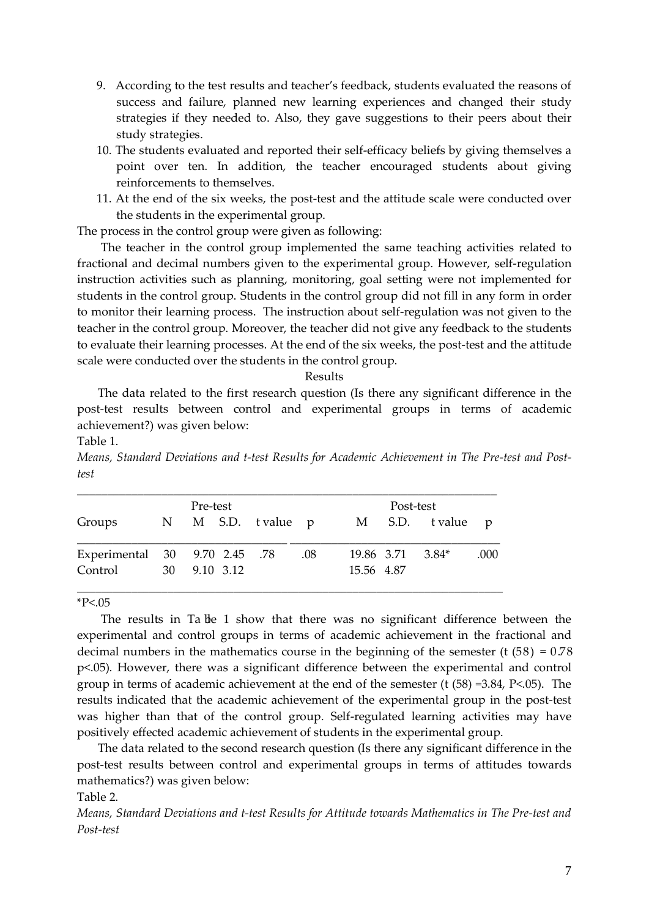9. According to the test results and teacher's feedback, students evaluated the reasons of success and failure, planned new learning experiences and changed their study strategies if they needed to. Also, they gave suggestions to their peers about their study strategies.
10. The students evaluated and reported their self-efficacy beliefs by giving themselves a point over ten. In addition, the teacher encouraged students about giving reinforcements to themselves.
11. At the end of the six weeks, the post-test and the attitude scale were conducted over the students in the experimental group.

The process in the control group were given as following:

The teacher in the control group implemented the same teaching activities related to fractional and decimal numbers given to the experimental group. However, self-regulation instruction activities such as planning, monitoring, goal setting were not implemented for students in the control group. Students in the control group did not fill in any form in order to monitor their learning process. The instruction about self-regulation was not given to the teacher in the control group. Moreover, the teacher did not give any feedback to the students to evaluate their learning processes. At the end of the six weeks, the post-test and the attitude scale were conducted over the students in the control group.

## Results

The data related to the first research question (Is there any significant difference in the post-test results between control and experimental groups in terms of academic achievement?) was given below:

Table 1.

*Means, Standard Deviations and t-test Results for Academic Achievement in The Pre-test and Post-test*

| | | Pre-test | | | | Post-test | | | |
|---|---|---|---|---|---|---|---|---|---|
| Groups | N | M | S.D. | t value | p | M | S.D. | t value | p |
| Experimental | 30 | 9.70 | 2.45 | .78 | .08 | 19.86 | 3.71 | 3.84* | .000 |
| Control | 30 | 9.10 | 3.12 | | | 15.56 | 4.87 | | |

*P<.05

The results in Table 1 show that there was no significant difference between the experimental and control groups in terms of academic achievement in the fractional and decimal numbers in the mathematics course in the beginning of the semester ($t(58) = 0.78$ $p<.05$). However, there was a significant difference between the experimental and control group in terms of academic achievement at the end of the semester ($t(58) = 3.84$, $P<.05$). The results indicated that the academic achievement of the experimental group in the post-test was higher than that of the control group. Self-regulated learning activities may have positively effected academic achievement of students in the experimental group.

The data related to the second research question (Is there any significant difference in the post-test results between control and experimental groups in terms of attitudes towards mathematics?) was given below:

Table 2.

*Means, Standard Deviations and t-test Results for Attitude towards Mathematics in The Pre-test and Post-test*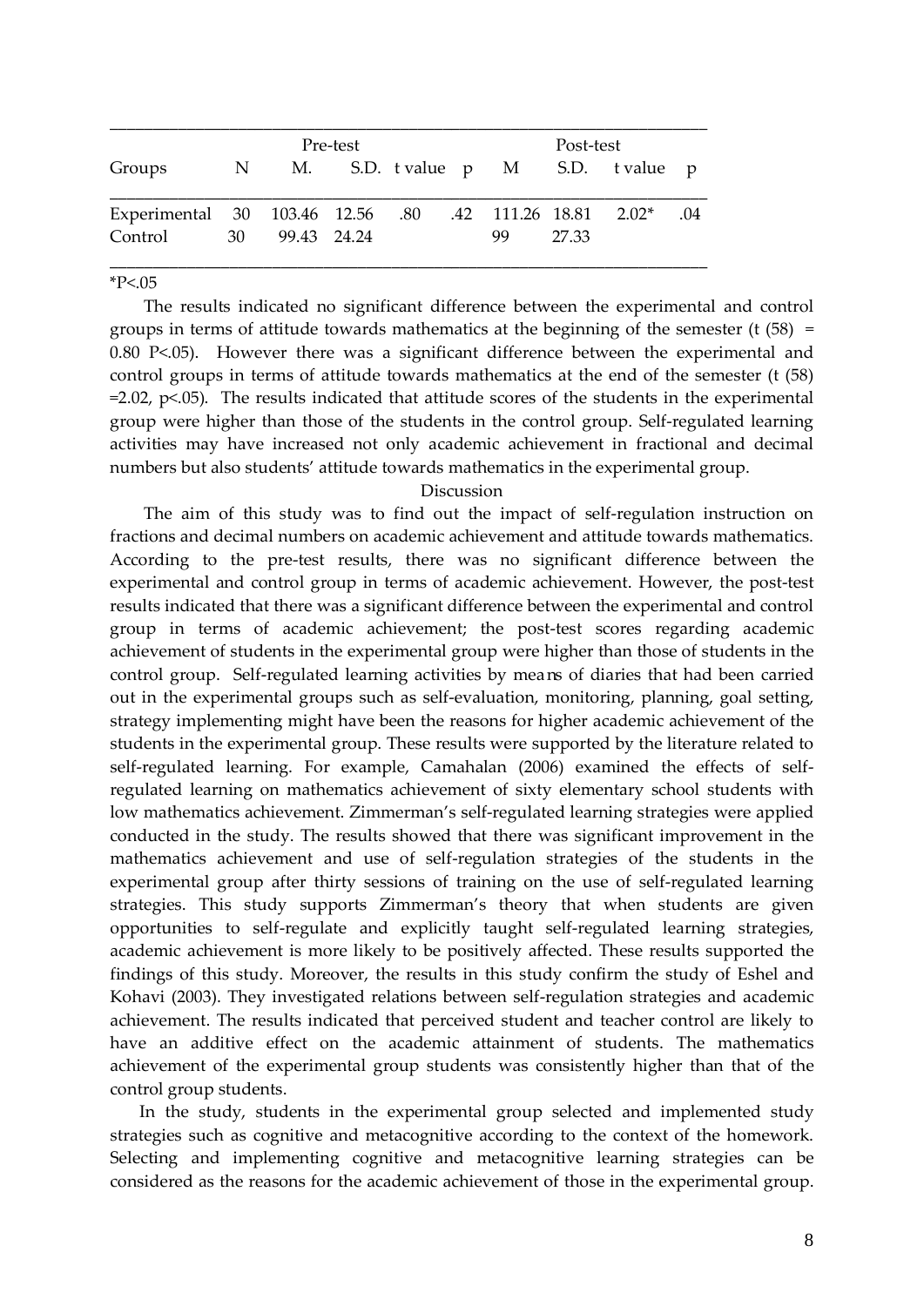| | | Pre-test | | | | Post-test | | | |
|---|---|---|---|---|---|---|---|---|---|
| Groups | N | M. | S.D. | t value | p | M | S.D. | t value | p |
| Experimental | 30 | 103.46 | 12.56 | .80 | .42 | 111.26 | 18.81 | 2.02* | .04 |
| Control | 30 | 99.43 | 24.24 | | | 99 | 27.33 | | |

*P<.05

The results indicated no significant difference between the experimental and control groups in terms of attitude towards mathematics at the beginning of the semester ($t(58) = 0.80$ $P<.05$). However there was a significant difference between the experimental and control groups in terms of attitude towards mathematics at the end of the semester ($t(58) = 2.02$, $p<.05$). The results indicated that attitude scores of the students in the experimental group were higher than those of the students in the control group. Self-regulated learning activities may have increased not only academic achievement in fractional and decimal numbers but also students' attitude towards mathematics in the experimental group.

## Discussion

The aim of this study was to find out the impact of self-regulation instruction on fractions and decimal numbers on academic achievement and attitude towards mathematics. According to the pre-test results, there was no significant difference between the experimental and control group in terms of academic achievement. However, the post-test results indicated that there was a significant difference between the experimental and control group in terms of academic achievement; the post-test scores regarding academic achievement of students in the experimental group were higher than those of students in the control group. Self-regulated learning activities by means of diaries that had been carried out in the experimental groups such as self-evaluation, monitoring, planning, goal setting, strategy implementing might have been the reasons for higher academic achievement of the students in the experimental group. These results were supported by the literature related to self-regulated learning. For example, Camahalan (2006) examined the effects of self-regulated learning on mathematics achievement of sixty elementary school students with low mathematics achievement. Zimmerman's self-regulated learning strategies were applied conducted in the study. The results showed that there was significant improvement in the mathematics achievement and use of self-regulation strategies of the students in the experimental group after thirty sessions of training on the use of self-regulated learning strategies. This study supports Zimmerman's theory that when students are given opportunities to self-regulate and explicitly taught self-regulated learning strategies, academic achievement is more likely to be positively affected. These results supported the findings of this study. Moreover, the results in this study confirm the study of Eshel and Kohavi (2003). They investigated relations between self-regulation strategies and academic achievement. The results indicated that perceived student and teacher control are likely to have an additive effect on the academic attainment of students. The mathematics achievement of the experimental group students was consistently higher than that of the control group students.

In the study, students in the experimental group selected and implemented study strategies such as cognitive and metacognitive according to the context of the homework. Selecting and implementing cognitive and metacognitive learning strategies can be considered as the reasons for the academic achievement of those in the experimental group.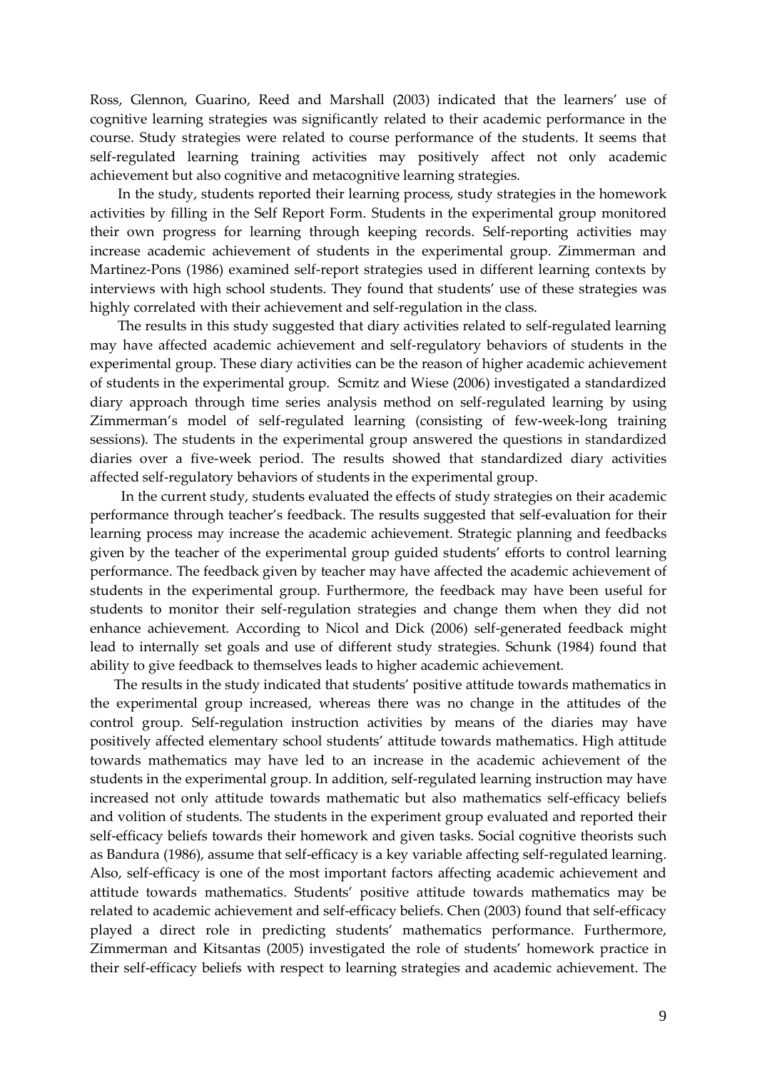Ross, Glennon, Guarino, Reed and Marshall (2003) indicated that the learners' use of cognitive learning strategies was significantly related to their academic performance in the course. Study strategies were related to course performance of the students. It seems that self-regulated learning training activities may positively affect not only academic achievement but also cognitive and metacognitive learning strategies.

In the study, students reported their learning process, study strategies in the homework activities by filling in the Self Report Form. Students in the experimental group monitored their own progress for learning through keeping records. Self-reporting activities may increase academic achievement of students in the experimental group. Zimmerman and Martinez-Pons (1986) examined self-report strategies used in different learning contexts by interviews with high school students. They found that students' use of these strategies was highly correlated with their achievement and self-regulation in the class.

The results in this study suggested that diary activities related to self-regulated learning may have affected academic achievement and self-regulatory behaviors of students in the experimental group. These diary activities can be the reason of higher academic achievement of students in the experimental group. Scmitz and Wiese (2006) investigated a standardized diary approach through time series analysis method on self-regulated learning by using Zimmerman's model of self-regulated learning (consisting of few-week-long training sessions). The students in the experimental group answered the questions in standardized diaries over a five-week period. The results showed that standardized diary activities affected self-regulatory behaviors of students in the experimental group.

In the current study, students evaluated the effects of study strategies on their academic performance through teacher's feedback. The results suggested that self-evaluation for their learning process may increase the academic achievement. Strategic planning and feedbacks given by the teacher of the experimental group guided students' efforts to control learning performance. The feedback given by teacher may have affected the academic achievement of students in the experimental group. Furthermore, the feedback may have been useful for students to monitor their self-regulation strategies and change them when they did not enhance achievement. According to Nicol and Dick (2006) self-generated feedback might lead to internally set goals and use of different study strategies. Schunk (1984) found that ability to give feedback to themselves leads to higher academic achievement.

The results in the study indicated that students' positive attitude towards mathematics in the experimental group increased, whereas there was no change in the attitudes of the control group. Self-regulation instruction activities by means of the diaries may have positively affected elementary school students' attitude towards mathematics. High attitude towards mathematics may have led to an increase in the academic achievement of the students in the experimental group. In addition, self-regulated learning instruction may have increased not only attitude towards mathematic but also mathematics self-efficacy beliefs and volition of students. The students in the experiment group evaluated and reported their self-efficacy beliefs towards their homework and given tasks. Social cognitive theorists such as Bandura (1986), assume that self-efficacy is a key variable affecting self-regulated learning. Also, self-efficacy is one of the most important factors affecting academic achievement and attitude towards mathematics. Students' positive attitude towards mathematics may be related to academic achievement and self-efficacy beliefs. Chen (2003) found that self-efficacy played a direct role in predicting students' mathematics performance. Furthermore, Zimmerman and Kitsantas (2005) investigated the role of students' homework practice in their self-efficacy beliefs with respect to learning strategies and academic achievement. The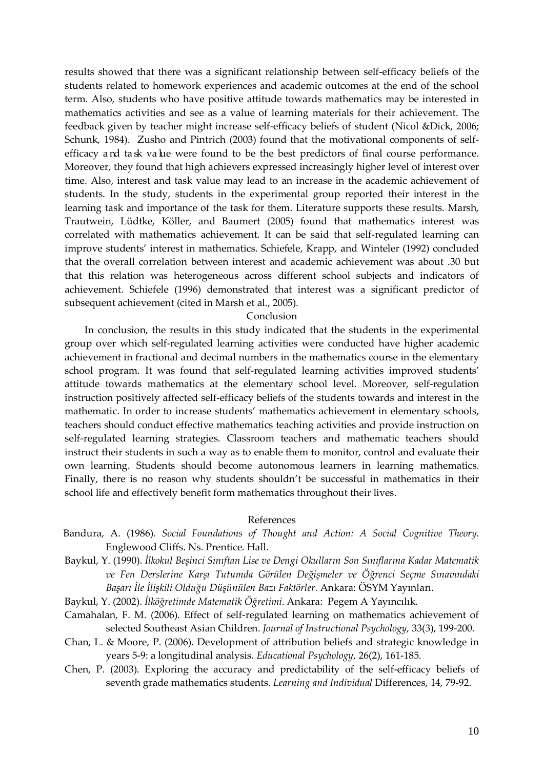results showed that there was a significant relationship between self-efficacy beliefs of the students related to homework experiences and academic outcomes at the end of the school term. Also, students who have positive attitude towards mathematics may be interested in mathematics activities and see as a value of learning materials for their achievement. The feedback given by teacher might increase self-efficacy beliefs of student (Nicol &Dick, 2006; Schunk, 1984). Zusho and Pintrich (2003) found that the motivational components of self-efficacy and task value were found to be the best predictors of final course performance. Moreover, they found that high achievers expressed increasingly higher level of interest over time. Also, interest and task value may lead to an increase in the academic achievement of students. In the study, students in the experimental group reported their interest in the learning task and importance of the task for them. Literature supports these results. Marsh, Trautwein, Lüdtke, Köller, and Baumert (2005) found that mathematics interest was correlated with mathematics achievement. It can be said that self-regulated learning can improve students' interest in mathematics. Schiefele, Krapp, and Winteler (1992) concluded that the overall correlation between interest and academic achievement was about .30 but that this relation was heterogeneous across different school subjects and indicators of achievement. Schiefele (1996) demonstrated that interest was a significant predictor of subsequent achievement (cited in Marsh et al., 2005).

## Conclusion

In conclusion, the results in this study indicated that the students in the experimental group over which self-regulated learning activities were conducted have higher academic achievement in fractional and decimal numbers in the mathematics course in the elementary school program. It was found that self-regulated learning activities improved students' attitude towards mathematics at the elementary school level. Moreover, self-regulation instruction positively affected self-efficacy beliefs of the students towards and interest in the mathematic. In order to increase students' mathematics achievement in elementary schools, teachers should conduct effective mathematics teaching activities and provide instruction on self-regulated learning strategies. Classroom teachers and mathematic teachers should instruct their students in such a way as to enable them to monitor, control and evaluate their own learning. Students should become autonomous learners in learning mathematics. Finally, there is no reason why students shouldn't be successful in mathematics in their school life and effectively benefit form mathematics throughout their lives.

## References

Bandura, A. (1986). *Social Foundations of Thought and Action: A Social Cognitive Theory.* Englewood Cliffs. Ns. Prentice. Hall.

Baykul, Y. (1990). *İlkokul Beşinci Sınıftan Lise ve Dengi Okulların Son Sınıflarına Kadar Matematik ve Fen Derslerine Karşı Tutumda Görülen Değişmeler ve Öğrenci Seçme Sınavındaki Başarı İle İlişkili Olduğu Düşünülen Bazı Faktörler.* Ankara: ÖSYM Yayınları.

Baykul, Y. (2002). *İlköğretimde Matematik Öğretimi*. Ankara: Pegem A Yayıncılık.

Camahalan, F. M. (2006). Effect of self-regulated learning on mathematics achievement of selected Southeast Asian Children. *Journal of Instructional Psychology*, 33(3), 199-200.

Chan, L. & Moore, P. (2006). Development of attribution beliefs and strategic knowledge in years 5-9: a longitudinal analysis. *Educational Psychology*, 26(2), 161-185.

Chen, P. (2003). Exploring the accuracy and predictability of the self-efficacy beliefs of seventh grade mathematics students. *Learning and Individual* Differences, 14, 79-92.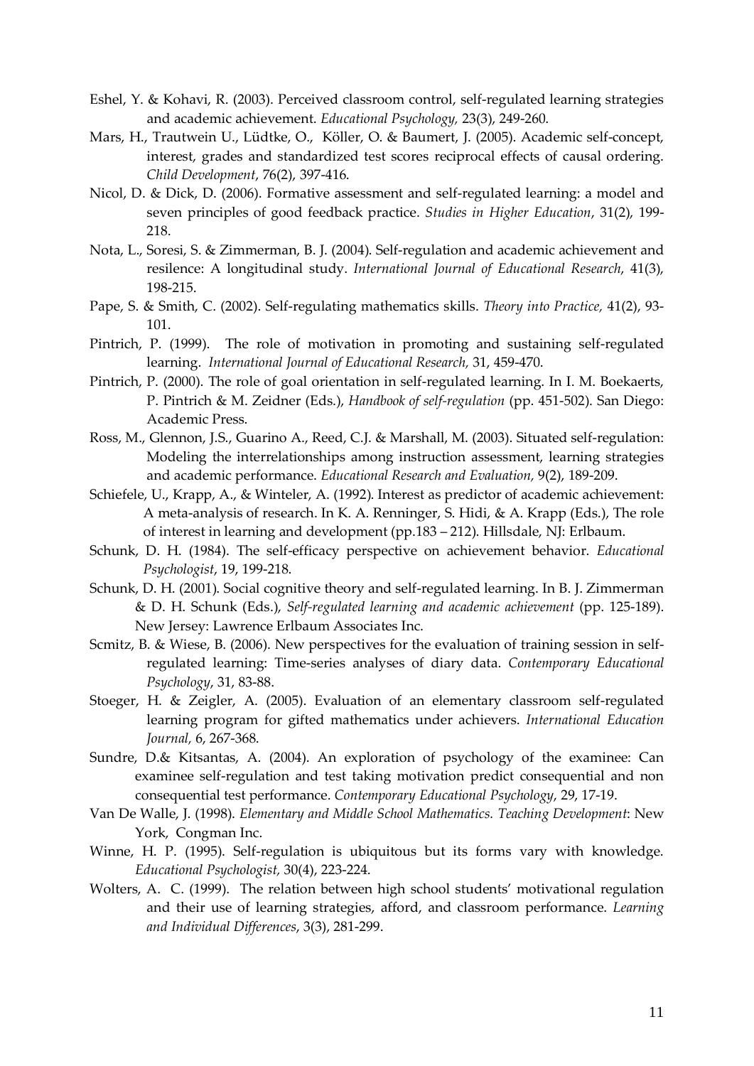Eshel, Y. & Kohavi, R. (2003). Perceived classroom control, self-regulated learning strategies and academic achievement. *Educational Psychology,* 23(3), 249-260.

Mars, H., Trautwein U., Lüdtke, O., Köller, O. & Baumert, J. (2005). Academic self-concept, interest, grades and standardized test scores reciprocal effects of causal ordering. *Child Development*, 76(2), 397-416.

Nicol, D. & Dick, D. (2006). Formative assessment and self-regulated learning: a model and seven principles of good feedback practice. *Studies in Higher Education*, 31(2), 199-218.

Nota, L., Soresi, S. & Zimmerman, B. J. (2004). Self-regulation and academic achievement and resilence: A longitudinal study. *International Journal of Educational Research*, 41(3), 198-215.

Pape, S. & Smith, C. (2002). Self-regulating mathematics skills. *Theory into Practice,* 41(2), 93-101.

Pintrich, P. (1999). The role of motivation in promoting and sustaining self-regulated learning. *International Journal of Educational Research,* 31, 459-470.

Pintrich, P. (2000). The role of goal orientation in self-regulated learning. In I. M. Boekaerts, P. Pintrich & M. Zeidner (Eds.), *Handbook of self-regulation* (pp. 451-502). San Diego: Academic Press.

Ross, M., Glennon, J.S., Guarino A., Reed, C.J. & Marshall, M. (2003). Situated self-regulation: Modeling the interrelationships among instruction assessment, learning strategies and academic performance. *Educational Research and Evaluation,* 9(2), 189-209.

Schiefele, U., Krapp, A., & Winteler, A. (1992). Interest as predictor of academic achievement: A meta-analysis of research. In K. A. Renninger, S. Hidi, & A. Krapp (Eds.), The role of interest in learning and development (pp.183 – 212). Hillsdale, NJ: Erlbaum.

Schunk, D. H. (1984). The self-efficacy perspective on achievement behavior. *Educational Psychologist*, 19, 199-218.

Schunk, D. H. (2001). Social cognitive theory and self-regulated learning. In B. J. Zimmerman & D. H. Schunk (Eds.), *Self-regulated learning and academic achievement* (pp. 125-189). New Jersey: Lawrence Erlbaum Associates Inc.

Scmitz, B. & Wiese, B. (2006). New perspectives for the evaluation of training session in self-regulated learning: Time-series analyses of diary data. *Contemporary Educational Psychology*, 31, 83-88.

Stoeger, H. & Zeigler, A. (2005). Evaluation of an elementary classroom self-regulated learning program for gifted mathematics under achievers. *International Education Journal,* 6, 267-368.

Sundre, D.& Kitsantas, A. (2004). An exploration of psychology of the examinee: Can examinee self-regulation and test taking motivation predict consequential and non consequential test performance. *Contemporary Educational Psychology*, 29, 17-19.

Van De Walle, J. (1998). *Elementary and Middle School Mathematics. Teaching Development*: New York, Congman Inc.

Winne, H. P. (1995). Self-regulation is ubiquitous but its forms vary with knowledge. *Educational Psychologist,* 30(4), 223-224.

Wolters, A. C. (1999). The relation between high school students' motivational regulation and their use of learning strategies, afford, and classroom performance. *Learning and Individual Differences*, 3(3), 281-299.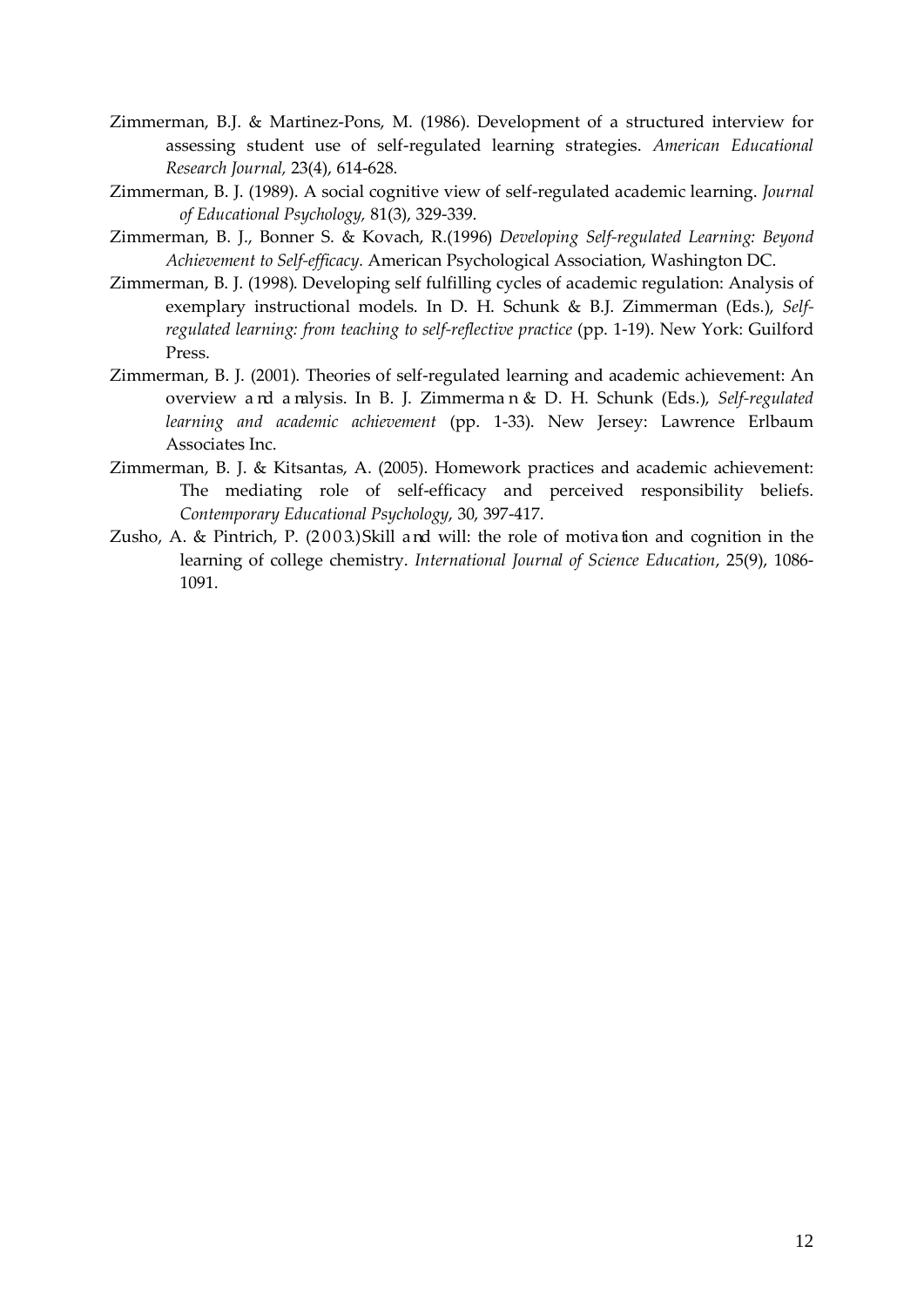Zimmerman, B.J. & Martinez-Pons, M. (1986). Development of a structured interview for assessing student use of self-regulated learning strategies. *American Educational Research Journal,* 23(4), 614-628.

Zimmerman, B. J. (1989). A social cognitive view of self-regulated academic learning. *Journal of Educational Psychology,* 81(3), 329-339.

Zimmerman, B. J., Bonner S. & Kovach, R.(1996) *Developing Self-regulated Learning: Beyond Achievement to Self-efficacy.* American Psychological Association, Washington DC.

Zimmerman, B. J. (1998). Developing self fulfilling cycles of academic regulation: Analysis of exemplary instructional models. In D. H. Schunk & B.J. Zimmerman (Eds.), *Self-regulated learning: from teaching to self-reflective practice* (pp. 1-19). New York: Guilford Press.

Zimmerman, B. J. (2001). Theories of self-regulated learning and academic achievement: An overview and analysis. In B. J. Zimmerman & D. H. Schunk (Eds.), *Self-regulated learning and academic achievement* (pp. 1-33). New Jersey: Lawrence Erlbaum Associates Inc.

Zimmerman, B. J. & Kitsantas, A. (2005). Homework practices and academic achievement: The mediating role of self-efficacy and perceived responsibility beliefs. *Contemporary Educational Psychology*, 30, 397-417.

Zusho, A. & Pintrich, P. (2003.) Skill and will: the role of motivation and cognition in the learning of college chemistry. *International Journal of Science Education*, 25(9), 1086-1091.